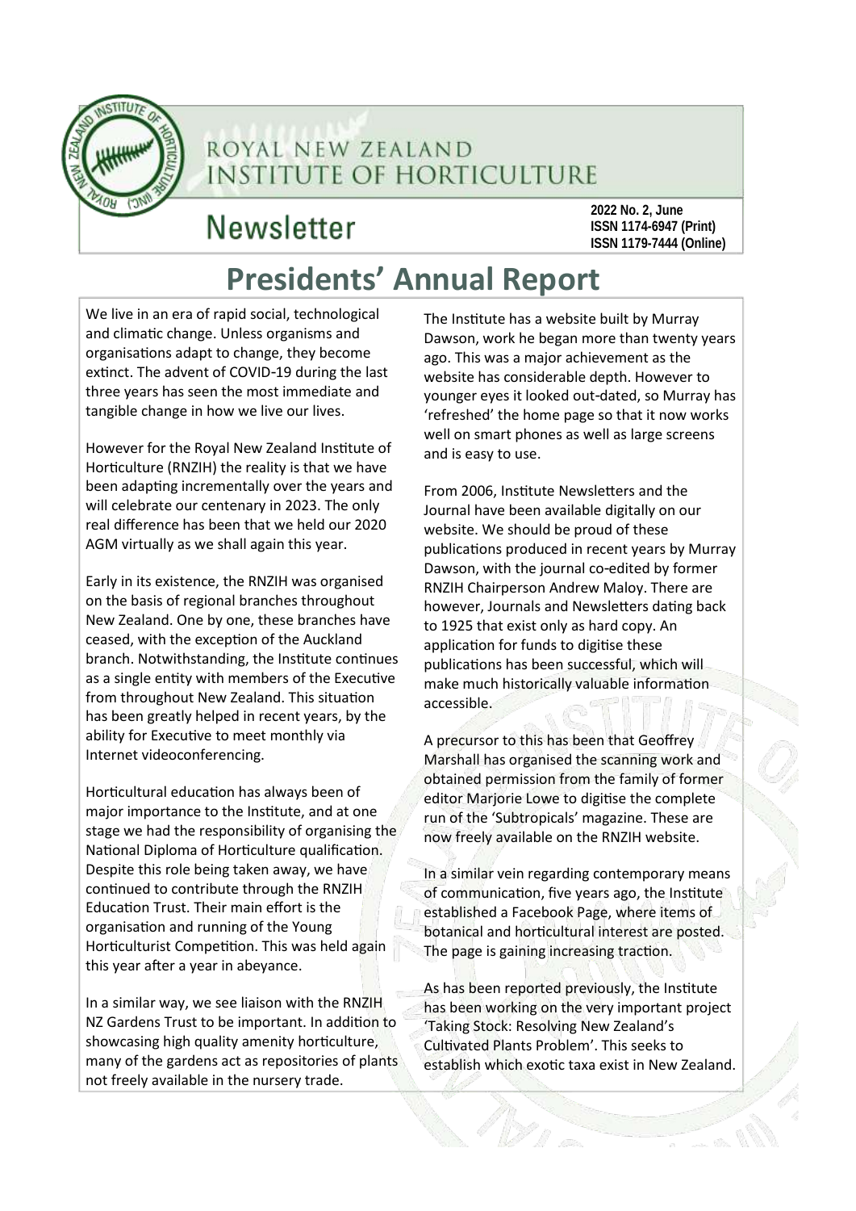# ROYAL NEW ZEALAND INSTITUTE OF HORTICULTURE

## Newsletter

**2022 No. 2, June**
**ISSN 1174-6947 (Print)**
**ISSN 1179-7444 (Online)**

# Presidents' Annual Report

We live in an era of rapid social, technological and climatic change. Unless organisms and organisations adapt to change, they become extinct. The advent of COVID-19 during the last three years has seen the most immediate and tangible change in how we live our lives.

However for the Royal New Zealand Institute of Horticulture (RNZIH) the reality is that we have been adapting incrementally over the years and will celebrate our centenary in 2023. The only real difference has been that we held our 2020 AGM virtually as we shall again this year.

Early in its existence, the RNZIH was organised on the basis of regional branches throughout New Zealand. One by one, these branches have ceased, with the exception of the Auckland branch. Notwithstanding, the Institute continues as a single entity with members of the Executive from throughout New Zealand. This situation has been greatly helped in recent years, by the ability for Executive to meet monthly via Internet videoconferencing.

Horticultural education has always been of major importance to the Institute, and at one stage we had the responsibility of organising the National Diploma of Horticulture qualification. Despite this role being taken away, we have continued to contribute through the RNZIH Education Trust. Their main effort is the organisation and running of the Young Horticulturist Competition. This was held again this year after a year in abeyance.

In a similar way, we see liaison with the RNZIH NZ Gardens Trust to be important. In addition to showcasing high quality amenity horticulture, many of the gardens act as repositories of plants not freely available in the nursery trade.

The Institute has a website built by Murray Dawson, work he began more than twenty years ago. This was a major achievement as the website has considerable depth. However to younger eyes it looked out-dated, so Murray has 'refreshed' the home page so that it now works well on smart phones as well as large screens and is easy to use.

From 2006, Institute Newsletters and the Journal have been available digitally on our website. We should be proud of these publications produced in recent years by Murray Dawson, with the journal co-edited by former RNZIH Chairperson Andrew Maloy. There are however, Journals and Newsletters dating back to 1925 that exist only as hard copy. An application for funds to digitise these publications has been successful, which will make much historically valuable information accessible.

A precursor to this has been that Geoffrey Marshall has organised the scanning work and obtained permission from the family of former editor Marjorie Lowe to digitise the complete run of the 'Subtropicals' magazine. These are now freely available on the RNZIH website.

In a similar vein regarding contemporary means of communication, five years ago, the Institute established a Facebook Page, where items of botanical and horticultural interest are posted. The page is gaining increasing traction.

As has been reported previously, the Institute has been working on the very important project 'Taking Stock: Resolving New Zealand's Cultivated Plants Problem'. This seeks to establish which exotic taxa exist in New Zealand.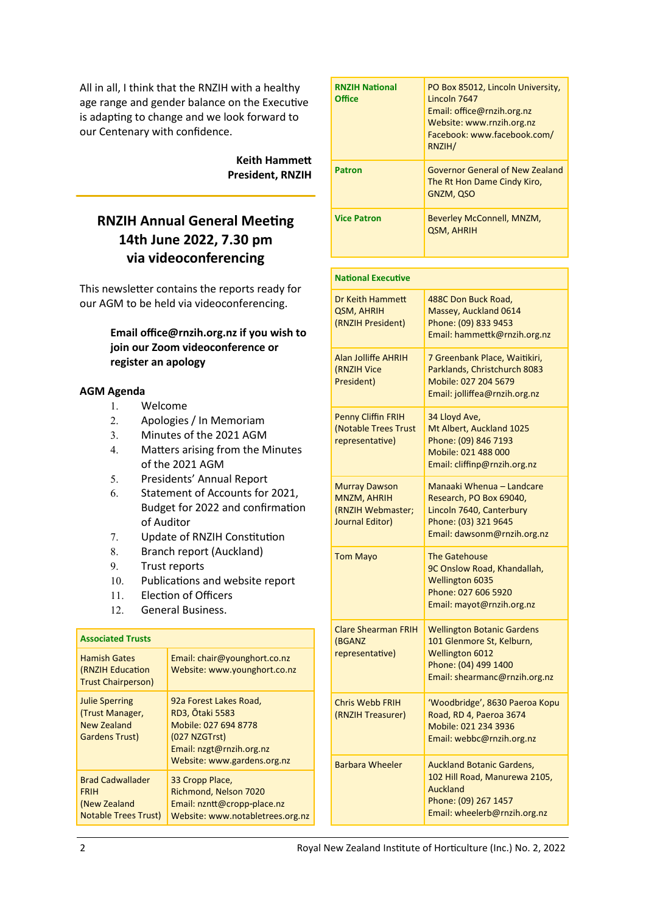All in all, I think that the RNZIH with a healthy age range and gender balance on the Executive is adapting to change and we look forward to our Centenary with confidence.

**Keith Hammett**
**President, RNZIH**

## RNZIH Annual General Meeting 14th June 2022, 7.30 pm via videoconferencing

This newsletter contains the reports ready for our AGM to be held via videoconferencing.

**Email office@rnzih.org.nz if you wish to join our Zoom videoconference or register an apology**

**AGM Agenda**

1. Welcome
2. Apologies / In Memoriam
3. Minutes of the 2021 AGM
4. Matters arising from the Minutes of the 2021 AGM
5. Presidents' Annual Report
6. Statement of Accounts for 2021, Budget for 2022 and confirmation of Auditor
7. Update of RNZIH Constitution
8. Branch report (Auckland)
9. Trust reports
10. Publications and website report
11. Election of Officers
12. General Business.

| **Associated Trusts** | |
|---|---|
| Hamish Gates (RNZIH Education Trust Chairperson) | Email: chair@younghort.co.nz<br>Website: www.younghort.co.nz |
| Julie Sperring (Trust Manager, New Zealand Gardens Trust) | 92a Forest Lakes Road, RD3, Ōtaki 5583<br>Mobile: 027 694 8778 (027 NZGTrst)<br>Email: nzgt@rnzih.org.nz<br>Website: www.gardens.org.nz |
| Brad Cadwallader FRIH (New Zealand Notable Trees Trust) | 33 Cropp Place, Richmond, Nelson 7020<br>Email: nzntt@cropp-place.nz<br>Website: www.notabletrees.org.nz |

| | |
|---|---|
| **RNZIH National Office** | PO Box 85012, Lincoln University, Lincoln 7647<br>Email: office@rnzih.org.nz<br>Website: www.rnzih.org.nz<br>Facebook: www.facebook.com/RNZIH/ |
| **Patron** | Governor General of New Zealand The Rt Hon Dame Cindy Kiro, GNZM, QSO |
| **Vice Patron** | Beverley McConnell, MNZM, QSM, AHRIH |

| **National Executive** | |
|---|---|
| Dr Keith Hammett QSM, AHRIH (RNZIH President) | 488C Don Buck Road, Massey, Auckland 0614<br>Phone: (09) 833 9453<br>Email: hammettk@rnzih.org.nz |
| Alan Jolliffe AHRIH (RNZIH Vice President) | 7 Greenbank Place, Waitikiri, Parklands, Christchurch 8083<br>Mobile: 027 204 5679<br>Email: jolliffea@rnzih.org.nz |
| Penny Cliffin FRIH (Notable Trees Trust representative) | 34 Lloyd Ave, Mt Albert, Auckland 1025<br>Phone: (09) 846 7193<br>Mobile: 021 488 000<br>Email: cliffinp@rnzih.org.nz |
| Murray Dawson MNZM, AHRIH (RNZIH Webmaster; Journal Editor) | Manaaki Whenua – Landcare Research, PO Box 69040, Lincoln 7640, Canterbury<br>Phone: (03) 321 9645<br>Email: dawsonm@rnzih.org.nz |
| Tom Mayo | The Gatehouse 9C Onslow Road, Khandallah, Wellington 6035<br>Phone: 027 606 5920<br>Email: mayot@rnzih.org.nz |
| Clare Shearman FRIH (BGANZ representative) | Wellington Botanic Gardens 101 Glenmore St, Kelburn, Wellington 6012<br>Phone: (04) 499 1400<br>Email: shearmanc@rnzih.org.nz |
| Chris Webb FRIH (RNZIH Treasurer) | 'Woodbridge', 8630 Paeroa Kopu Road, RD 4, Paeroa 3674<br>Mobile: 021 234 3936<br>Email: webbc@rnzih.org.nz |
| Barbara Wheeler | Auckland Botanic Gardens, 102 Hill Road, Manurewa 2105, Auckland<br>Phone: (09) 267 1457<br>Email: wheelerb@rnzih.org.nz |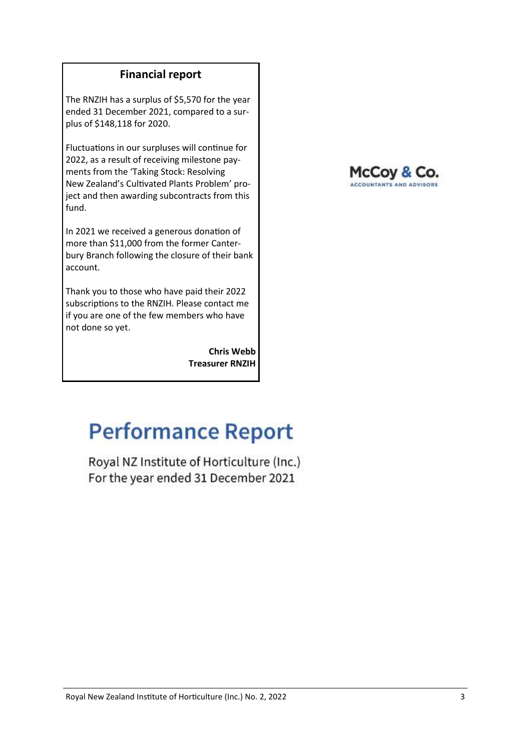## Financial report

The RNZIH has a surplus of $5,570 for the year ended 31 December 2021, compared to a surplus of $148,118 for 2020.

Fluctuations in our surpluses will continue for 2022, as a result of receiving milestone payments from the 'Taking Stock: Resolving New Zealand's Cultivated Plants Problem' project and then awarding subcontracts from this fund.

In 2021 we received a generous donation of more than $11,000 from the former Canterbury Branch following the closure of their bank account.

Thank you to those who have paid their 2022 subscriptions to the RNZIH. Please contact me if you are one of the few members who have not done so yet.

**Chris Webb**
**Treasurer RNZIH**

McCoy & Co.
ACCOUNTANTS AND ADVISORS

# Performance Report

Royal NZ Institute of Horticulture (Inc.)
For the year ended 31 December 2021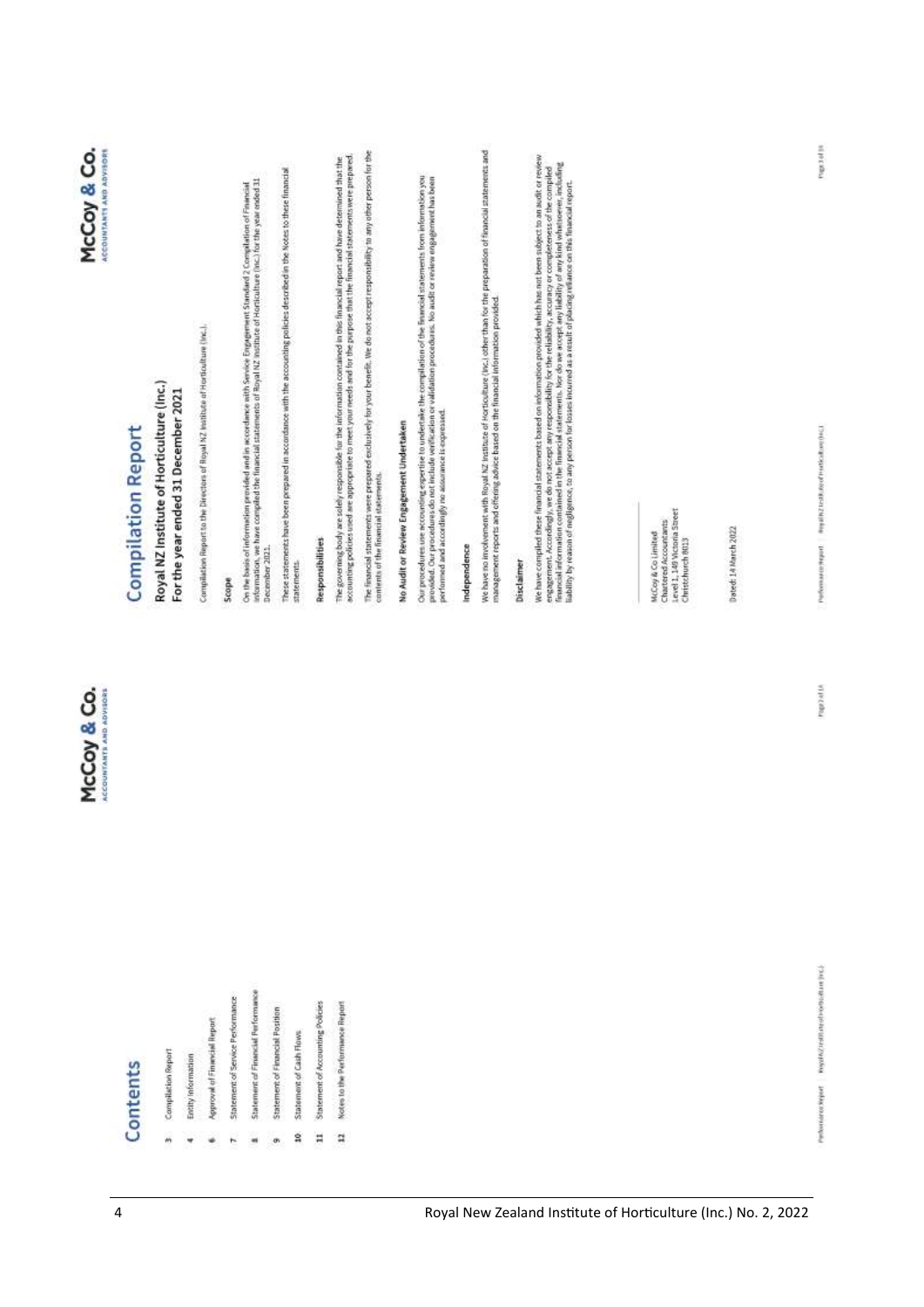# Contents

3 Compilation Report

4 Entity Information

6 Approval of Financial Report

7 Statement of Service Performance

8 Statement of Financial Performance

9 Statement of Financial Position

10 Statement of Cash Flows

11 Statement of Accounting Policies

12 Notes to the Performance Report

McCoy & Co.
ACCOUNTANTS AND ADVISORS

# Compilation Report

## Royal NZ Institute of Horticulture (Inc.)
## For the year ended 31 December 2021

Compilation Report to the Directors of Royal NZ Institute of Horticulture (Inc.).

### Scope

On the basis of information provided and in accordance with Service Engagement Standard 2 Compilation of Financial Information, we have compiled the financial statements of Royal NZ Institute of Horticulture (Inc.) for the year ended 31 December 2021.

These statements have been prepared in accordance with the accounting policies described in the Notes to these financial statements.

### Responsibilities

The governing body are solely responsible for the information contained in this financial report and have determined that the accounting policies used are appropriate to meet your needs and for the purpose that the financial statements were prepared.

The financial statements were prepared exclusively for your benefit. We do not accept responsibility to any other person for the contents of the financial statements.

### No Audit or Review Engagement Undertaken

Our procedures use accounting expertise to undertake the compilation of the financial statements from information you provided. Our procedures do not include verification or validation procedures. No audit or review engagement has been performed and accordingly no assurance is expressed.

### Independence

We have no involvement with Royal NZ Institute of Horticulture (Inc.) other than for the preparation of financial statements and management reports and offering advice based on the financial information provided.

### Disclaimer

We have compiled these financial statements based on information provided which has not been subject to an audit or review engagement. Accordingly, we do not accept any responsibility for the reliability, accuracy or completeness of the compiled financial information contained in the financial statements. Nor do we accept any liability of any kind whatsoever, including liability by reason of negligence, to any person for losses incurred as a result of placing reliance on this financial report.

McCoy & Co Limited
Chartered Accountants
Level 1, 149 Victoria Street
Christchurch 8013

Dated: 14 March 2022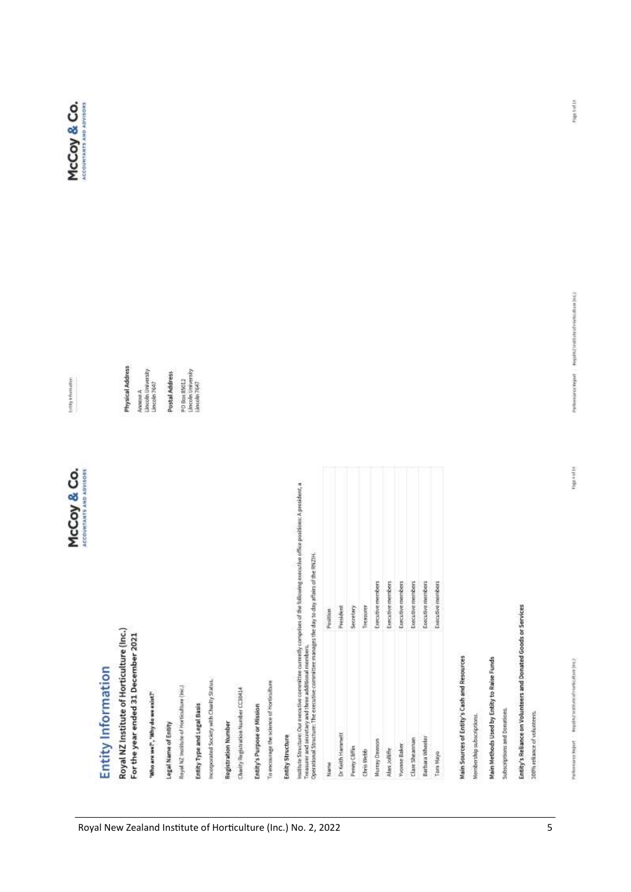# Entity Information

## Royal NZ Institute of Horticulture (Inc.)
## For the year ended 31 December 2021

**'Who are we?', 'Why do we exist?'**

### Legal Name of Entity

Royal NZ Institute of Horticulture (Inc.)

### Entity Type and Legal Basis

Incorporated Society with Charity Status.

### Registration Number

Charity Registration Number CC30414

### Entity's Purpose or Mission

To encourage the science of Horticulture

### Entity Structure

Institute Structure: Our executive committee currently comprises of the following executive office positions: A president, a Treasurer and secretary and three additional members.
Operational Structure: The executive committee manages the day to day affairs of the RNZIH.

| Name | Position |
|---|---|
| Dr Keith Hammett | President |
| Penny Cliffin | Secretary |
| Chris Webb | Treasurer |
| Murray Dawson | Executive members |
| Alan Jolliffe | Executive members |
| Yvonne Baker | Executive members |
| Clare Shearman | Executive members |
| Barbara Wheeler | Executive members |
| Tom Mayo | Executive members |

### Main Sources of Entity's Cash and Resources

Membership subscriptions.

### Main Methods Used by Entity to Raise Funds

Subscriptions and Donations.

### Entity's Reliance on Volunteers and Donated Goods or Services

100% reliance of volunteers.

### Physical Address

Annexe A
Lincoln University
Lincoln 7647

### Postal Address

PO Box 85012
Lincoln University
Lincoln 7647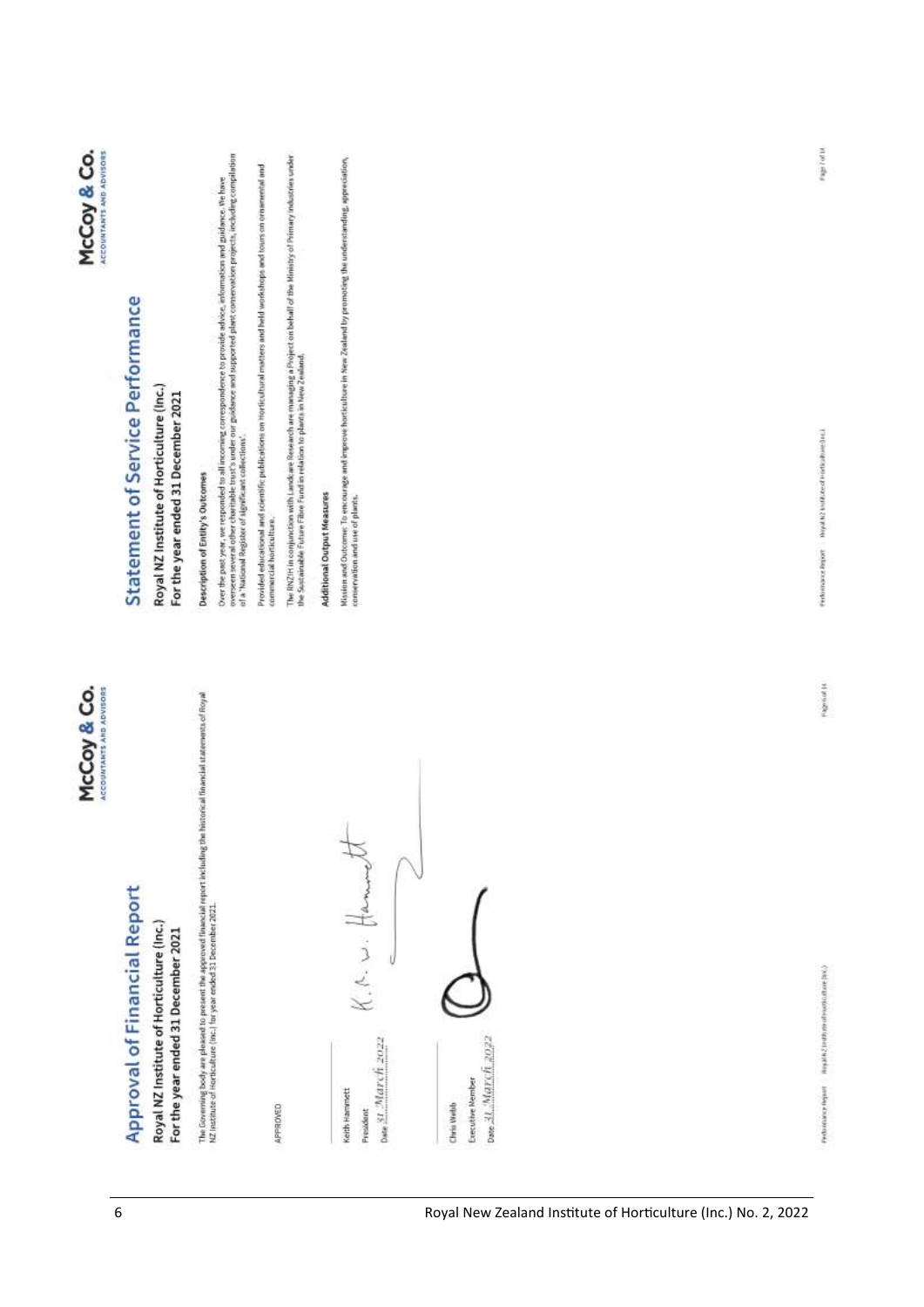# Approval of Financial Report

**Royal NZ Institute of Horticulture (Inc.)**
**For the year ended 31 December 2021**

The Governing body are pleased to present the approved financial report including the historical financial statements of Royal NZ Institute of Horticulture (Inc.) for year ended 31 December 2021.

APPROVED

Keith Hammett
President
Date 31 March 2022

Chris Webb
Executive Member
Date 31 March 2022

# Statement of Service Performance

**Royal NZ Institute of Horticulture (Inc.)**
**For the year ended 31 December 2021**

**Description of Entity's Outcomes**

Over the past year, we responded to all incoming correspondence to provide advice, information and guidance. We have overseen several other charitable trust's under our guidance and supported plant conservation projects, including compilation of a National Register of Significant collections.

Provided educational and scientific publications on Horticultural matters and held workshops and tours on ornamental and commercial horticulture.

The RNZIH in conjunction with Landcare Research are managing a Project on behalf of the Ministry of Primary industries under the Sustainable Future Fibre Fund in relation to plants in New Zealand.

**Additional Output Measures**

Mission and Outcome: To encourage and improve horticulture in New Zealand by promoting the understanding, appreciation, conservation and use of plants.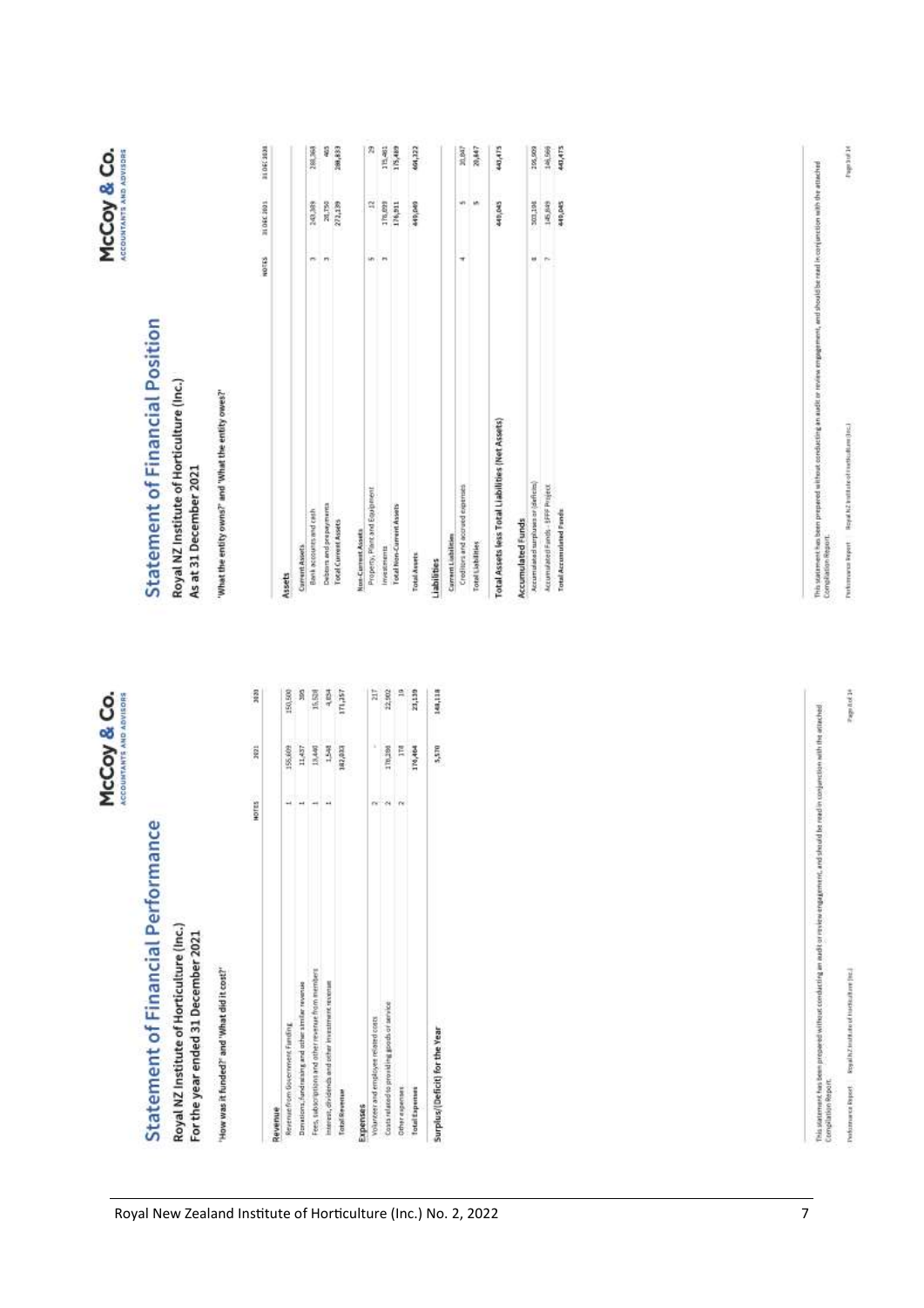# Statement of Financial Performance

## Royal NZ Institute of Horticulture (Inc.)

## For the year ended 31 December 2021

'How was it funded?' and 'What did it cost?'

| | NOTES | 2021 | 2020 |
|---|---|---|---|
| **Revenue** | | | |
| Revenue from Government Funding | 1 | 155,609 | 150,500 |
| Donations, fundraising and other similar revenue | 1 | 11,437 | 395 |
| Fees, subscriptions and other revenue from members | 1 | 13,440 | 15,528 |
| Interest, dividends and other investment revenue | 1 | 1,548 | 4,934 |
| **Total Revenue** | | 182,033 | 171,357 |
| **Expenses** | | | |
| Volunteer and employee related costs | 2 | - | 217 |
| Costs related to providing goods or service | 2 | 176,286 | 22,902 |
| Other expenses | 2 | 178 | 19 |
| **Total Expenses** | | 176,464 | 23,139 |
| **Surplus/(Deficit) for the Year** | | 5,570 | 148,118 |

This statement has been prepared without conducting an audit or review engagement, and should be read in conjunction with the attached Compilation Report.

# Statement of Financial Position

## Royal NZ Institute of Horticulture (Inc.)

## As at 31 December 2021

'What the entity owns?' and 'What the entity owes?'

| | NOTES | 31 DEC 2021 | 31 DEC 2020 |
|---|---|---|---|
| **Assets** | | | |
| Current Assets | | | |
| Bank accounts and cash | 3 | 243,389 | 288,368 |
| Debtors and prepayments | 3 | 28,750 | 465 |
| **Total Current Assets** | | 272,139 | 288,833 |
| Non-Current Assets | | | |
| Property, Plant and Equipment | 5 | 12 | 29 |
| Investments | 3 | 176,899 | 175,461 |
| **Total Non-Current Assets** | | 176,911 | 175,489 |
| **Total Assets** | | 449,049 | 464,322 |
| **Liabilities** | | | |
| Current Liabilities | | | |
| Creditors and accrued expenses | 4 | 5 | 20,847 |
| **Total Liabilities** | | 5 | 20,847 |
| **Total Assets less Total Liabilities (Net Assets)** | | 449,045 | 443,475 |
| **Accumulated Funds** | | | |
| Accumulated surpluses or (deficits) | 8 | 303,196 | 296,909 |
| Accumulated Funds - SFFF Project | 7 | 145,849 | 146,566 |
| **Total Accumulated Funds** | | 449,045 | 443,475 |

This statement has been prepared without conducting an audit or review engagement, and should be read in conjunction with the attached Compilation Report.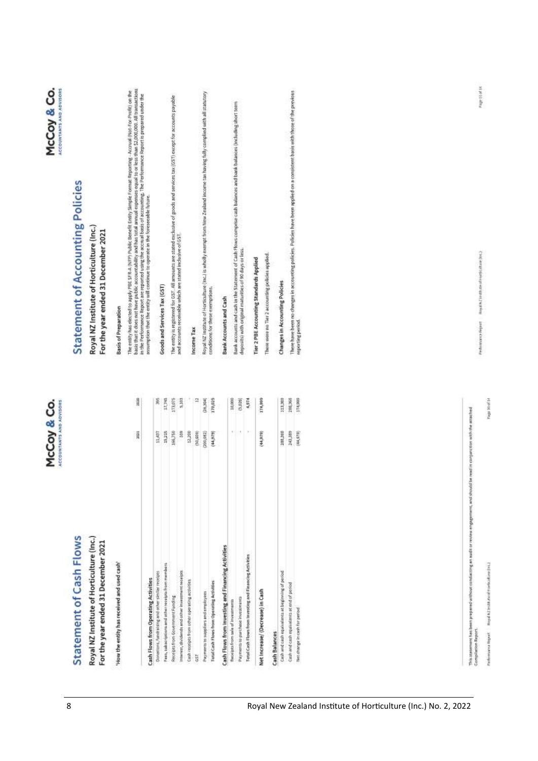# Statement of Cash Flows

## Royal NZ Institute of Horticulture (Inc.)
## For the year ended 31 December 2021

'How the entity has received and used cash'

| | 2021 | 2020 |
|---|---|---|
| **Cash Flows from Operating Activities** | | |
| Donations, fundraising and other similar receipts | 11,437 | 395 |
| Fees, subscriptions and other receipts from members | 15,215 | 17,745 |
| Receipts from Government Funding | 166,750 | 173,075 |
| Interest, dividends and other investment receipts | 109 | 5,103 |
| Cash receipts from other operating activities | 12,200 | - |
| GST | (94,606) | 12 |
| Payments to suppliers and employees | (206,082) | (26,304) |
| Total Cash Flows from Operating Activities | (44,978) | 170,025 |
| **Cash Flows from Investing and Financing Activities** | | |
| Receipts from sale of investments | - | 10,000 |
| Payments to purchase investments | - | (5,026) |
| Total Cash Flows from Investing and Financing Activities | - | 4,974 |
| **Net Increase/ (Decrease) in Cash** | (44,978) | 174,999 |
| **Cash Balances** | | |
| Cash and cash equivalents at beginning of period | 288,368 | 113,369 |
| Cash and cash equivalents at end of period | 243,389 | 288,368 |
| Net change in cash for period | (44,978) | 174,999 |

This statement has been prepared without conducting an audit or review engagement, and should be read in conjunction with the attached Compilation Report.

# Statement of Accounting Policies

## Royal NZ Institute of Horticulture (Inc.)
## For the year ended 31 December 2021

### Basis of Preparation

The entity has elected to apply PBE SFR-A (NFP) Public Benefit Entity Simple Format Reporting - Accrual (Not-For-Profit) on the basis that it does not have public accountability and has total annual expenses equal to or less than $2,000,000. All transactions in the Performance Report are reported using the accrual basis of accounting. The Performance Report is prepared under the assumption that the entity will continue to operate in the foreseeable future.

### Goods and Services Tax (GST)

The entity is registered for GST. All amounts are stated exclusive of goods and services tax (GST) except for accounts payable and accounts receivable which are stated inclusive of GST.

### Income Tax

Royal NZ Institute of Horticulture (Inc.) is wholly exempt from New Zealand income tax having fully complied with all statutory conditions for these exemptions.

### Bank Accounts and Cash

Bank accounts and cash in the Statement of Cash Flows comprise cash balances and bank balances (including short term deposits) with original maturities of 90 days or less.

### Tier 2 PBE Accounting Standards Applied

There were no Tier 2 accounting policies applied.

### Changes in Accounting Policies

There have been no changes in accounting policies. Policies have been applied on a consistent basis with those of the previous reporting period.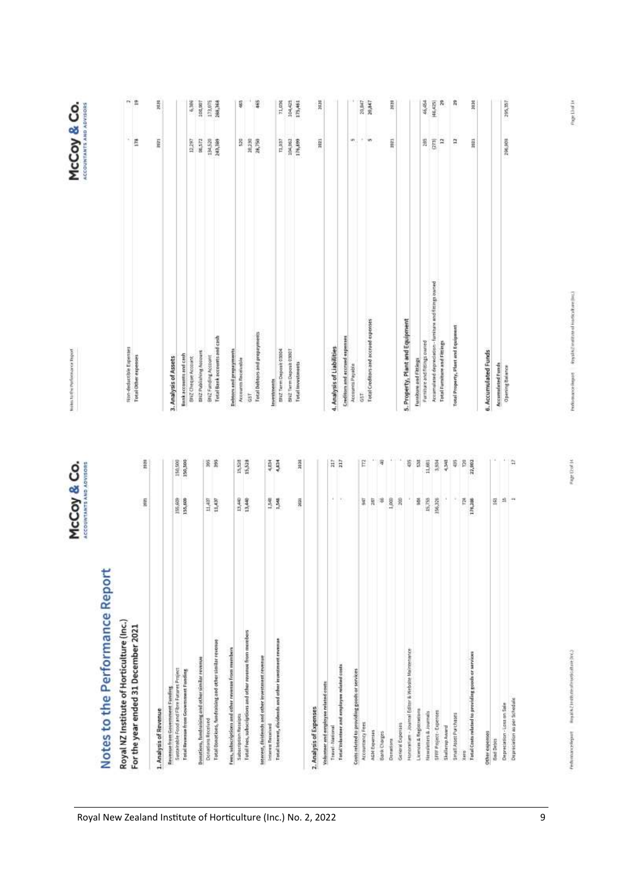# Notes to the Performance Report

## Royal NZ Institute of Horticulture (Inc.)
## For the year ended 31 December 2021

### 1. Analysis of Revenue

| | 2021 | 2020 |
|---|---|---|
| **Revenue from Government Funding** | | |
| Sustainable Food and Fibre Futures Project | 155,609 | 150,500 |
| **Total Revenue from Government Funding** | **155,609** | **150,500** |
| **Donations, fundraising and other similar revenue** | | |
| Donations Received | 11,437 | 395 |
| **Total Donations, fundraising and other similar revenue** | **11,437** | **395** |
| **Fees, subscriptions and other revenue from members** | | |
| Subscription Receipts | 13,440 | 15,528 |
| **Total Fees, subscriptions and other revenue from members** | **13,440** | **15,528** |
| **Interest, dividends and other investment revenue** | | |
| Interest Received | 1,548 | 4,834 |
| **Total Interest, dividends and other investment revenue** | **1,548** | **4,834** |

### 2. Analysis of Expenses

| | 2021 | 2020 |
|---|---|---|
| **Volunteer and employee related costs** | | |
| Travel - National | - | 217 |
| **Total Volunteer and employee related costs** | **-** | **217** |
| **Costs related to providing goods or services** | | |
| Accountancy Fees | 947 | 772 |
| AGM Expenses | 287 | - |
| Bank Charges | 46 | 40 |
| Donations | 1,000 | - |
| General Expenses | 200 | - |
| Honorarium - Journal Editor & Website Maintenance | - | 435 |
| Licences & Registrations | 988 | 538 |
| Newsletters & Journals | 15,755 | 11,681 |
| SFFF Project - Expenses | 156,326 | 3,934 |
| Skellerup Award | - | 4,348 |
| Small Asset Purchases | - | 435 |
| Xero | 724 | 720 |
| **Total Costs related to providing goods or services** | **176,386** | **22,902** |
| **Other expenses** | | |
| Bad Debts | 161 | - |
| Depreciation - Loss on Sale | 15 | - |
| Depreciation as per Schedule | 1 | 17 |
| Non-deductible Expenses | - | 2 |
| **Total Other expenses** | **178** | **19** |

### 3. Analysis of Assets

| | 2021 | 2020 |
|---|---|---|
| **Bank accounts and cash** | | |
| BNZ Cheque Account | 12,297 | 6,386 |
| BNZ Publishing Account | 96,572 | 108,907 |
| BNZ Funding Account | 134,520 | 173,075 |
| **Total Bank accounts and cash** | **243,389** | **288,368** |
| **Debtors and prepayments** | | |
| Accounts Receivable | 520 | 465 |
| GST | 28,230 | - |
| **Total Debtors and prepayments** | **28,750** | **465** |
| **Investments** | | |
| BNZ Term Deposit 03004 | 71,837 | 71,036 |
| BNZ Term Deposit 03007 | 104,062 | 104,425 |
| **Total Investments** | **175,899** | **175,461** |

### 4. Analysis of Liabilities

| | 2021 | 2020 |
|---|---|---|
| **Creditors and accrued expenses** | | |
| Accounts Payable | 5 | - |
| GST | - | 20,847 |
| **Total Creditors and accrued expenses** | **5** | **20,847** |

### 5. Property, Plant and Equipment

| | 2021 | 2020 |
|---|---|---|
| **Furniture and Fittings** | | |
| Furniture and Fittings owned | 285 | 46,454 |
| Accumulated depreciation - furniture and fittings owned | (273) | (46,425) |
| **Total Furniture and Fittings** | **12** | **29** |
| **Total Property, Plant and Equipment** | **12** | **29** |

### 6. Accumulated Funds

| | 2021 | 2020 |
|---|---|---|
| **Accumulated Funds** | | |
| Opening Balance | 396,908 | 395,357 |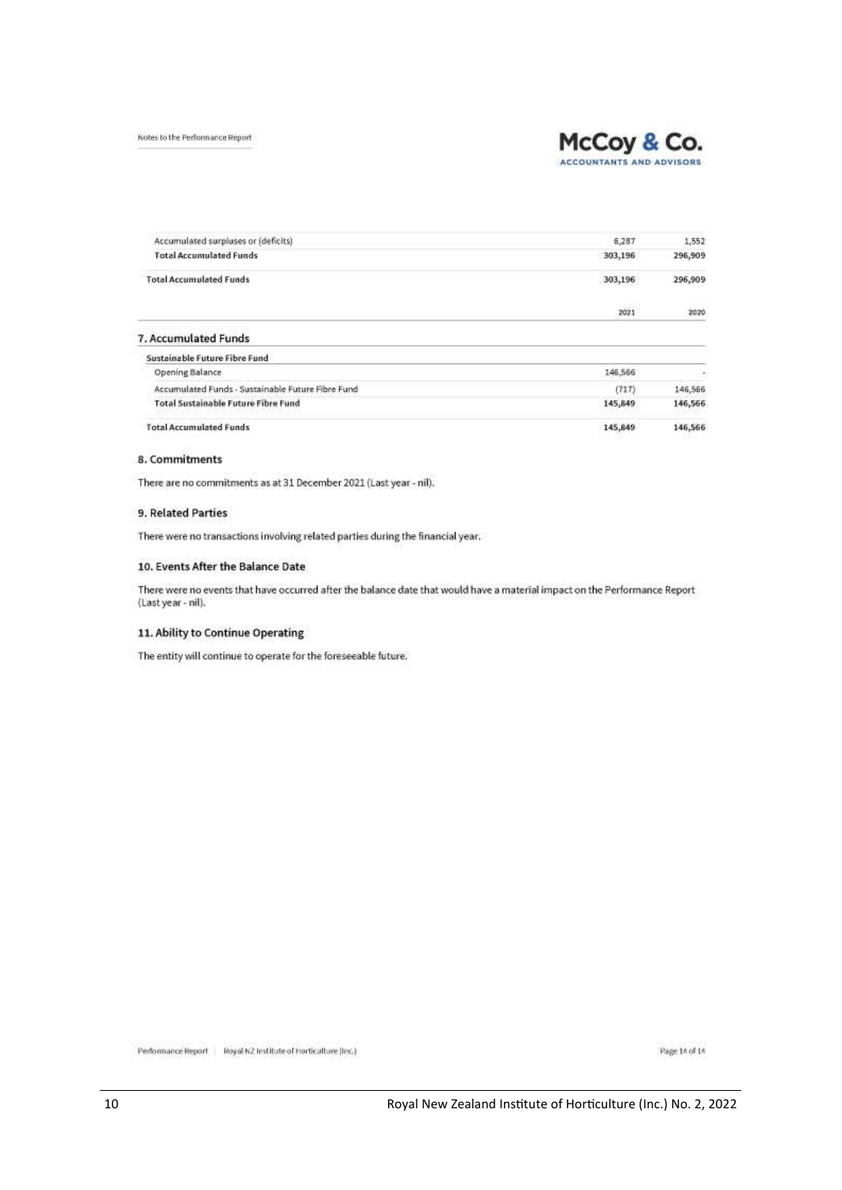| | | |
|---|---|---|
| Accumulated surpluses or (deficits) | 6,287 | 1,552 |
| **Total Accumulated Funds** | **303,196** | **296,909** |
| **Total Accumulated Funds** | **303,196** | **296,909** |

| | 2021 | 2020 |
|---|---|---|

## 7. Accumulated Funds

| | 2021 | 2020 |
|---|---|---|
| **Sustainable Future Fibre Fund** | | |
| Opening Balance | 146,566 | - |
| Accumulated Funds - Sustainable Future Fibre Fund | (717) | 146,566 |
| **Total Sustainable Future Fibre Fund** | **145,849** | **146,566** |
| **Total Accumulated Funds** | **145,849** | **146,566** |

### 8. Commitments

There are no commitments as at 31 December 2021 (Last year - nil).

### 9. Related Parties

There were no transactions involving related parties during the financial year.

### 10. Events After the Balance Date

There were no events that have occurred after the balance date that would have a material impact on the Performance Report (Last year - nil).

### 11. Ability to Continue Operating

The entity will continue to operate for the foreseeable future.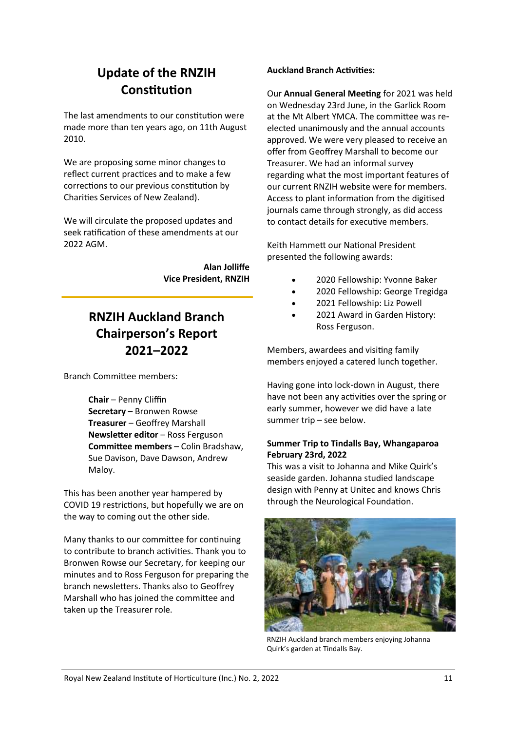## Update of the RNZIH Constitution

The last amendments to our constitution were made more than ten years ago, on 11th August 2010.

We are proposing some minor changes to reflect current practices and to make a few corrections to our previous constitution by Charities Services of New Zealand).

We will circulate the proposed updates and seek ratification of these amendments at our 2022 AGM.

**Alan Jolliffe**
**Vice President, RNZIH**

## RNZIH Auckland Branch Chairperson's Report 2021–2022

Branch Committee members:

**Chair** – Penny Cliffin
**Secretary** – Bronwen Rowse
**Treasurer** – Geoffrey Marshall
**Newsletter editor** – Ross Ferguson
**Committee members** – Colin Bradshaw, Sue Davison, Dave Dawson, Andrew Maloy.

This has been another year hampered by COVID 19 restrictions, but hopefully we are on the way to coming out the other side.

Many thanks to our committee for continuing to contribute to branch activities. Thank you to Bronwen Rowse our Secretary, for keeping our minutes and to Ross Ferguson for preparing the branch newsletters. Thanks also to Geoffrey Marshall who has joined the committee and taken up the Treasurer role.

**Auckland Branch Activities:**

Our **Annual General Meeting** for 2021 was held on Wednesday 23rd June, in the Garlick Room at the Mt Albert YMCA. The committee was re-elected unanimously and the annual accounts approved. We were very pleased to receive an offer from Geoffrey Marshall to become our Treasurer. We had an informal survey regarding what the most important features of our current RNZIH website were for members. Access to plant information from the digitised journals came through strongly, as did access to contact details for executive members.

Keith Hammett our National President presented the following awards:

- 2020 Fellowship: Yvonne Baker
- 2020 Fellowship: George Tregidga
- 2021 Fellowship: Liz Powell
- 2021 Award in Garden History: Ross Ferguson.

Members, awardees and visiting family members enjoyed a catered lunch together.

Having gone into lock-down in August, there have not been any activities over the spring or early summer, however we did have a late summer trip – see below.

**Summer Trip to Tindalls Bay, Whangaparoa February 23rd, 2022**

This was a visit to Johanna and Mike Quirk's seaside garden. Johanna studied landscape design with Penny at Unitec and knows Chris through the Neurological Foundation.

RNZIH Auckland branch members enjoying Johanna Quirk's garden at Tindalls Bay.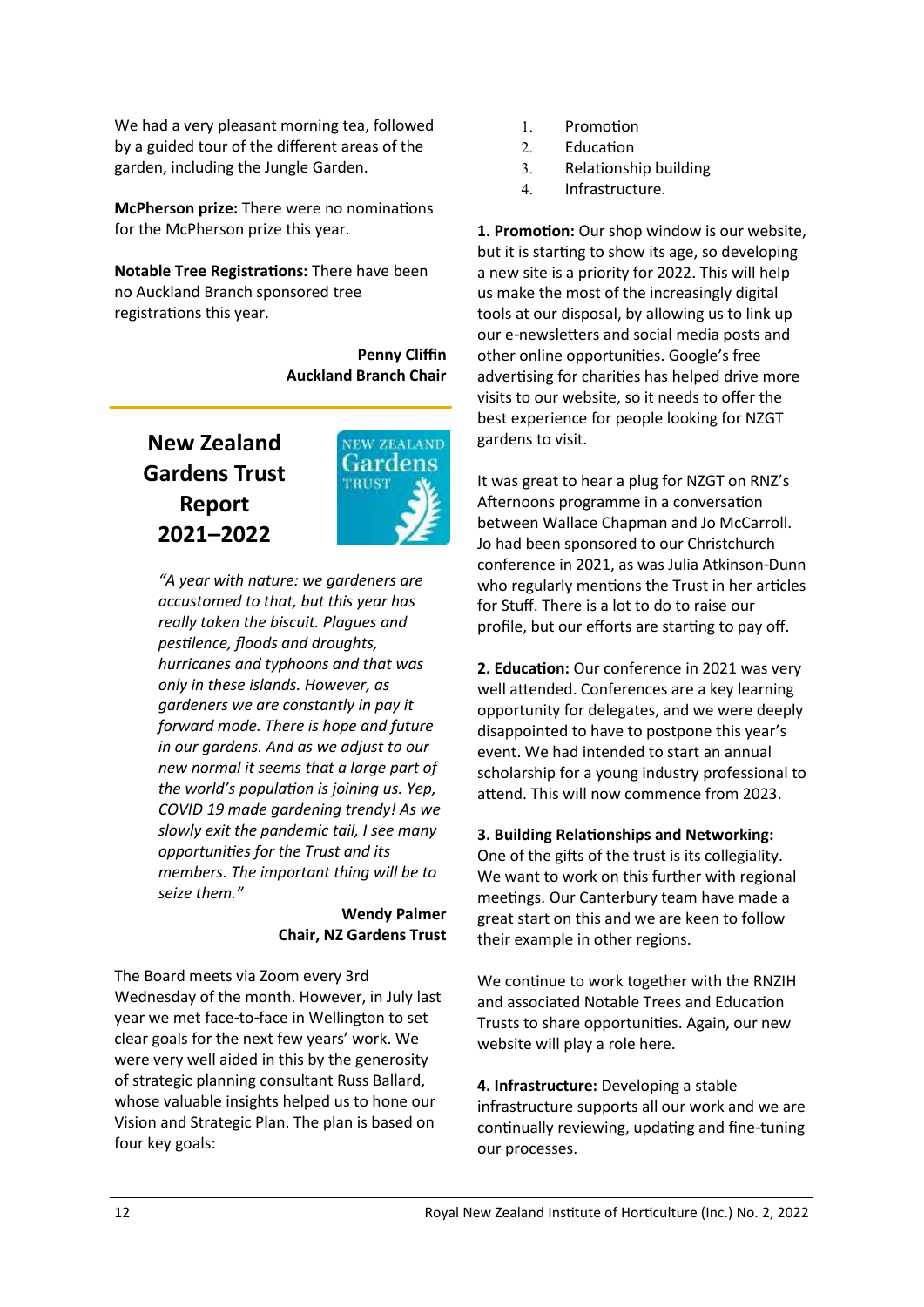We had a very pleasant morning tea, followed by a guided tour of the different areas of the garden, including the Jungle Garden.

**McPherson prize:** There were no nominations for the McPherson prize this year.

**Notable Tree Registrations:** There have been no Auckland Branch sponsored tree registrations this year.

**Penny Cliffin**
**Auckland Branch Chair**

## New Zealand Gardens Trust Report 2021–2022

*"A year with nature: we gardeners are accustomed to that, but this year has really taken the biscuit. Plagues and pestilence, floods and droughts, hurricanes and typhoons and that was only in these islands. However, as gardeners we are constantly in pay it forward mode. There is hope and future in our gardens. And as we adjust to our new normal it seems that a large part of the world's population is joining us. Yep, COVID 19 made gardening trendy! As we slowly exit the pandemic tail, I see many opportunities for the Trust and its members. The important thing will be to seize them."*

**Wendy Palmer**
**Chair, NZ Gardens Trust**

The Board meets via Zoom every 3rd Wednesday of the month. However, in July last year we met face-to-face in Wellington to set clear goals for the next few years' work. We were very well aided in this by the generosity of strategic planning consultant Russ Ballard, whose valuable insights helped us to hone our Vision and Strategic Plan. The plan is based on four key goals:

1. Promotion
2. Education
3. Relationship building
4. Infrastructure.

**1. Promotion:** Our shop window is our website, but it is starting to show its age, so developing a new site is a priority for 2022. This will help us make the most of the increasingly digital tools at our disposal, by allowing us to link up our e-newsletters and social media posts and other online opportunities. Google's free advertising for charities has helped drive more visits to our website, so it needs to offer the best experience for people looking for NZGT gardens to visit.

It was great to hear a plug for NZGT on RNZ's Afternoons programme in a conversation between Wallace Chapman and Jo McCarroll. Jo had been sponsored to our Christchurch conference in 2021, as was Julia Atkinson-Dunn who regularly mentions the Trust in her articles for Stuff. There is a lot to do to raise our profile, but our efforts are starting to pay off.

**2. Education:** Our conference in 2021 was very well attended. Conferences are a key learning opportunity for delegates, and we were deeply disappointed to have to postpone this year's event. We had intended to start an annual scholarship for a young industry professional to attend. This will now commence from 2023.

**3. Building Relationships and Networking:** One of the gifts of the trust is its collegiality. We want to work on this further with regional meetings. Our Canterbury team have made a great start on this and we are keen to follow their example in other regions.

We continue to work together with the RNZIH and associated Notable Trees and Education Trusts to share opportunities. Again, our new website will play a role here.

**4. Infrastructure:** Developing a stable infrastructure supports all our work and we are continually reviewing, updating and fine-tuning our processes.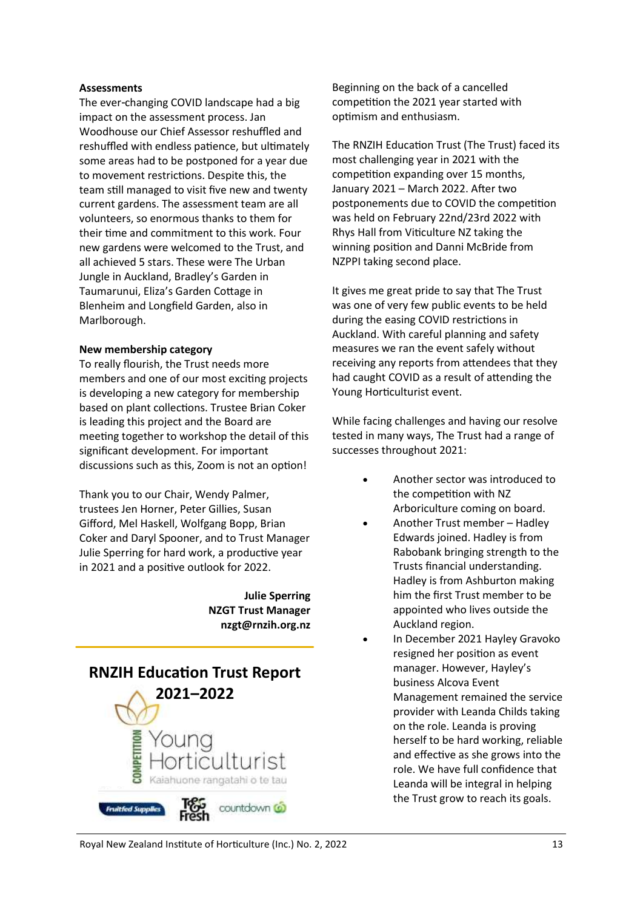**Assessments**

The ever-changing COVID landscape had a big impact on the assessment process. Jan Woodhouse our Chief Assessor reshuffled and reshuffled with endless patience, but ultimately some areas had to be postponed for a year due to movement restrictions. Despite this, the team still managed to visit five new and twenty current gardens. The assessment team are all volunteers, so enormous thanks to them for their time and commitment to this work. Four new gardens were welcomed to the Trust, and all achieved 5 stars. These were The Urban Jungle in Auckland, Bradley's Garden in Taumarunui, Eliza's Garden Cottage in Blenheim and Longfield Garden, also in Marlborough.

**New membership category**

To really flourish, the Trust needs more members and one of our most exciting projects is developing a new category for membership based on plant collections. Trustee Brian Coker is leading this project and the Board are meeting together to workshop the detail of this significant development. For important discussions such as this, Zoom is not an option!

Thank you to our Chair, Wendy Palmer, trustees Jen Horner, Peter Gillies, Susan Gifford, Mel Haskell, Wolfgang Bopp, Brian Coker and Daryl Spooner, and to Trust Manager Julie Sperring for hard work, a productive year in 2021 and a positive outlook for 2022.

**Julie Sperring**
**NZGT Trust Manager**
**nzgt@rnzih.org.nz**

## RNZIH Education Trust Report 2021–2022

Young Horticulturist COMPETITION
Kaiahuone rangatahi o te tau

Fruitfed Supplies · T&G Fresh · countdown

Beginning on the back of a cancelled competition the 2021 year started with optimism and enthusiasm.

The RNZIH Education Trust (The Trust) faced its most challenging year in 2021 with the competition expanding over 15 months, January 2021 – March 2022. After two postponements due to COVID the competition was held on February 22nd/23rd 2022 with Rhys Hall from Viticulture NZ taking the winning position and Danni McBride from NZPPI taking second place.

It gives me great pride to say that The Trust was one of very few public events to be held during the easing COVID restrictions in Auckland. With careful planning and safety measures we ran the event safely without receiving any reports from attendees that they had caught COVID as a result of attending the Young Horticulturist event.

While facing challenges and having our resolve tested in many ways, The Trust had a range of successes throughout 2021:

- Another sector was introduced to the competition with NZ Arboriculture coming on board.
- Another Trust member – Hadley Edwards joined. Hadley is from Rabobank bringing strength to the Trusts financial understanding. Hadley is from Ashburton making him the first Trust member to be appointed who lives outside the Auckland region.
- In December 2021 Hayley Gravoko resigned her position as event manager. However, Hayley's business Alcova Event Management remained the service provider with Leanda Childs taking on the role. Leanda is proving herself to be hard working, reliable and effective as she grows into the role. We have full confidence that Leanda will be integral in helping the Trust grow to reach its goals.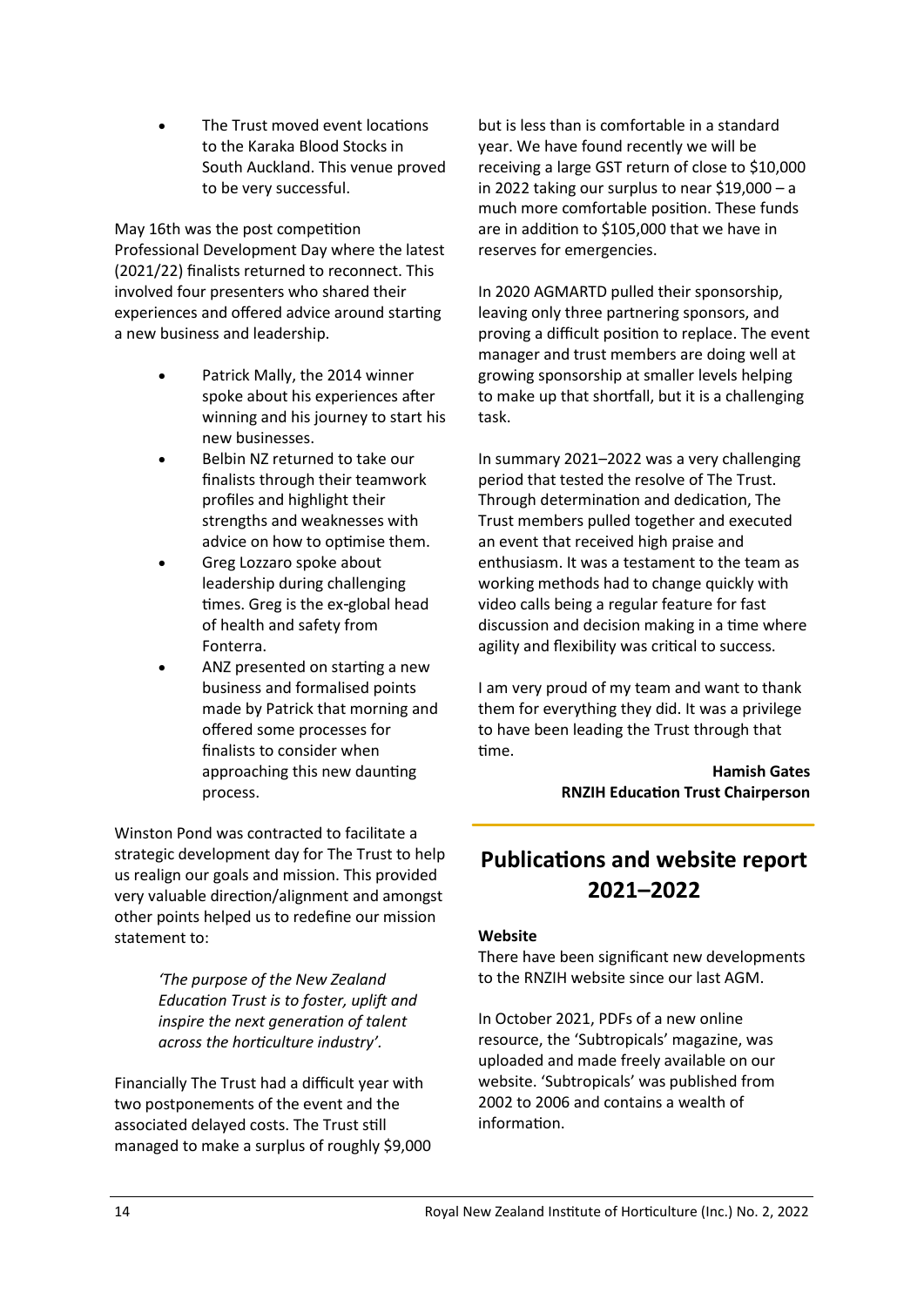- The Trust moved event locations to the Karaka Blood Stocks in South Auckland. This venue proved to be very successful.

May 16th was the post competition Professional Development Day where the latest (2021/22) finalists returned to reconnect. This involved four presenters who shared their experiences and offered advice around starting a new business and leadership.

- Patrick Mally, the 2014 winner spoke about his experiences after winning and his journey to start his new businesses.
- Belbin NZ returned to take our finalists through their teamwork profiles and highlight their strengths and weaknesses with advice on how to optimise them.
- Greg Lozzaro spoke about leadership during challenging times. Greg is the ex-global head of health and safety from Fonterra.
- ANZ presented on starting a new business and formalised points made by Patrick that morning and offered some processes for finalists to consider when approaching this new daunting process.

Winston Pond was contracted to facilitate a strategic development day for The Trust to help us realign our goals and mission. This provided very valuable direction/alignment and amongst other points helped us to redefine our mission statement to:

> *'The purpose of the New Zealand Education Trust is to foster, uplift and inspire the next generation of talent across the horticulture industry'.*

Financially The Trust had a difficult year with two postponements of the event and the associated delayed costs. The Trust still managed to make a surplus of roughly $9,000 but is less than is comfortable in a standard year. We have found recently we will be receiving a large GST return of close to $10,000 in 2022 taking our surplus to near $19,000 – a much more comfortable position. These funds are in addition to $105,000 that we have in reserves for emergencies.

In 2020 AGMARTD pulled their sponsorship, leaving only three partnering sponsors, and proving a difficult position to replace. The event manager and trust members are doing well at growing sponsorship at smaller levels helping to make up that shortfall, but it is a challenging task.

In summary 2021–2022 was a very challenging period that tested the resolve of The Trust. Through determination and dedication, The Trust members pulled together and executed an event that received high praise and enthusiasm. It was a testament to the team as working methods had to change quickly with video calls being a regular feature for fast discussion and decision making in a time where agility and flexibility was critical to success.

I am very proud of my team and want to thank them for everything they did. It was a privilege to have been leading the Trust through that time.

**Hamish Gates**
**RNZIH Education Trust Chairperson**

## Publications and website report 2021–2022

**Website**

There have been significant new developments to the RNZIH website since our last AGM.

In October 2021, PDFs of a new online resource, the 'Subtropicals' magazine, was uploaded and made freely available on our website. 'Subtropicals' was published from 2002 to 2006 and contains a wealth of information.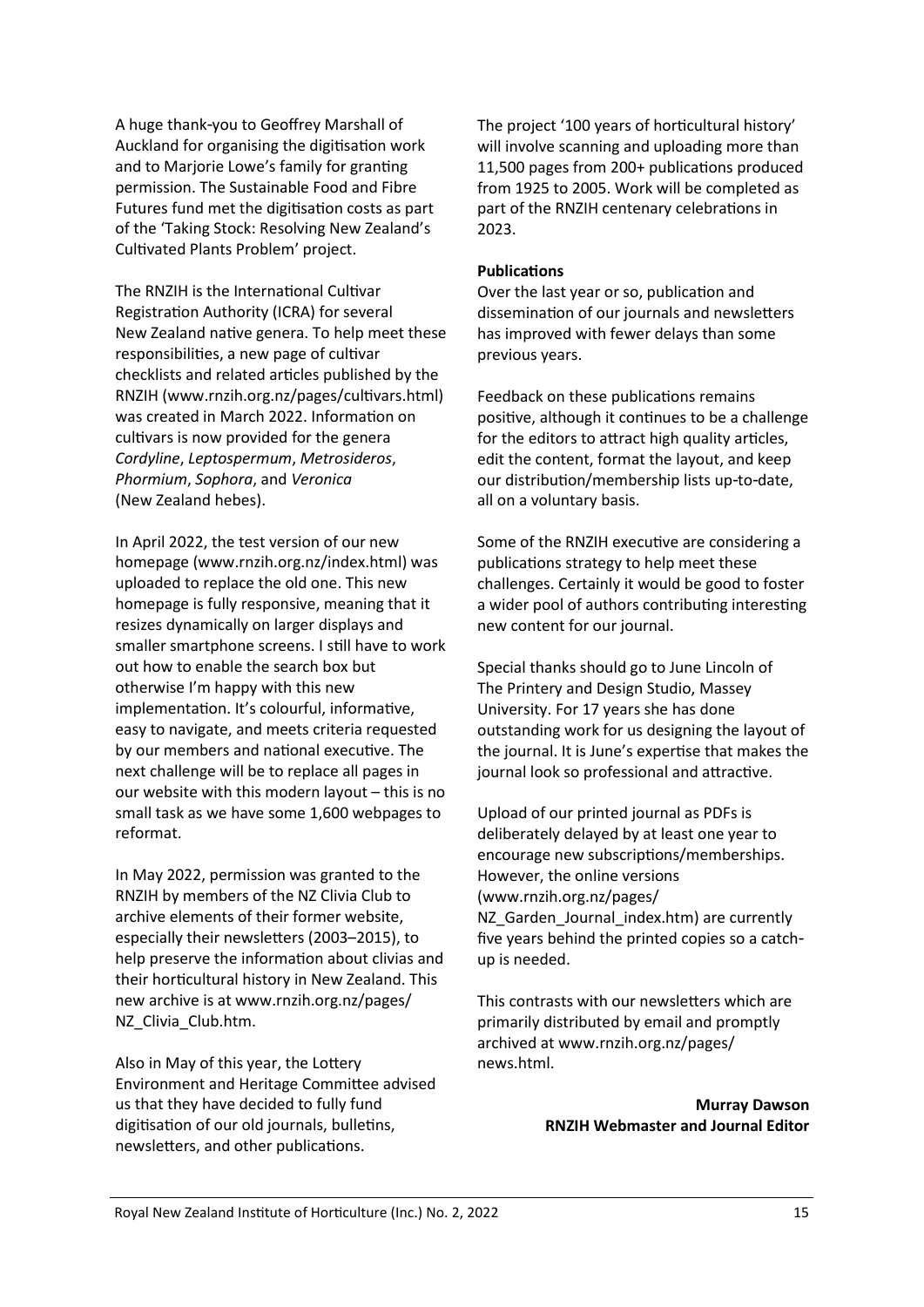A huge thank-you to Geoffrey Marshall of Auckland for organising the digitisation work and to Marjorie Lowe's family for granting permission. The Sustainable Food and Fibre Futures fund met the digitisation costs as part of the 'Taking Stock: Resolving New Zealand's Cultivated Plants Problem' project.

The RNZIH is the International Cultivar Registration Authority (ICRA) for several New Zealand native genera. To help meet these responsibilities, a new page of cultivar checklists and related articles published by the RNZIH (www.rnzih.org.nz/pages/cultivars.html) was created in March 2022. Information on cultivars is now provided for the genera *Cordyline*, *Leptospermum*, *Metrosideros*, *Phormium*, *Sophora*, and *Veronica* (New Zealand hebes).

In April 2022, the test version of our new homepage (www.rnzih.org.nz/index.html) was uploaded to replace the old one. This new homepage is fully responsive, meaning that it resizes dynamically on larger displays and smaller smartphone screens. I still have to work out how to enable the search box but otherwise I'm happy with this new implementation. It's colourful, informative, easy to navigate, and meets criteria requested by our members and national executive. The next challenge will be to replace all pages in our website with this modern layout – this is no small task as we have some 1,600 webpages to reformat.

In May 2022, permission was granted to the RNZIH by members of the NZ Clivia Club to archive elements of their former website, especially their newsletters (2003–2015), to help preserve the information about clivias and their horticultural history in New Zealand. This new archive is at www.rnzih.org.nz/pages/NZ_Clivia_Club.htm.

Also in May of this year, the Lottery Environment and Heritage Committee advised us that they have decided to fully fund digitisation of our old journals, bulletins, newsletters, and other publications.

The project '100 years of horticultural history' will involve scanning and uploading more than 11,500 pages from 200+ publications produced from 1925 to 2005. Work will be completed as part of the RNZIH centenary celebrations in 2023.

**Publications**

Over the last year or so, publication and dissemination of our journals and newsletters has improved with fewer delays than some previous years.

Feedback on these publications remains positive, although it continues to be a challenge for the editors to attract high quality articles, edit the content, format the layout, and keep our distribution/membership lists up-to-date, all on a voluntary basis.

Some of the RNZIH executive are considering a publications strategy to help meet these challenges. Certainly it would be good to foster a wider pool of authors contributing interesting new content for our journal.

Special thanks should go to June Lincoln of The Printery and Design Studio, Massey University. For 17 years she has done outstanding work for us designing the layout of the journal. It is June's expertise that makes the journal look so professional and attractive.

Upload of our printed journal as PDFs is deliberately delayed by at least one year to encourage new subscriptions/memberships. However, the online versions (www.rnzih.org.nz/pages/NZ_Garden_Journal_index.htm) are currently five years behind the printed copies so a catch-up is needed.

This contrasts with our newsletters which are primarily distributed by email and promptly archived at www.rnzih.org.nz/pages/news.html.

**Murray Dawson**
**RNZIH Webmaster and Journal Editor**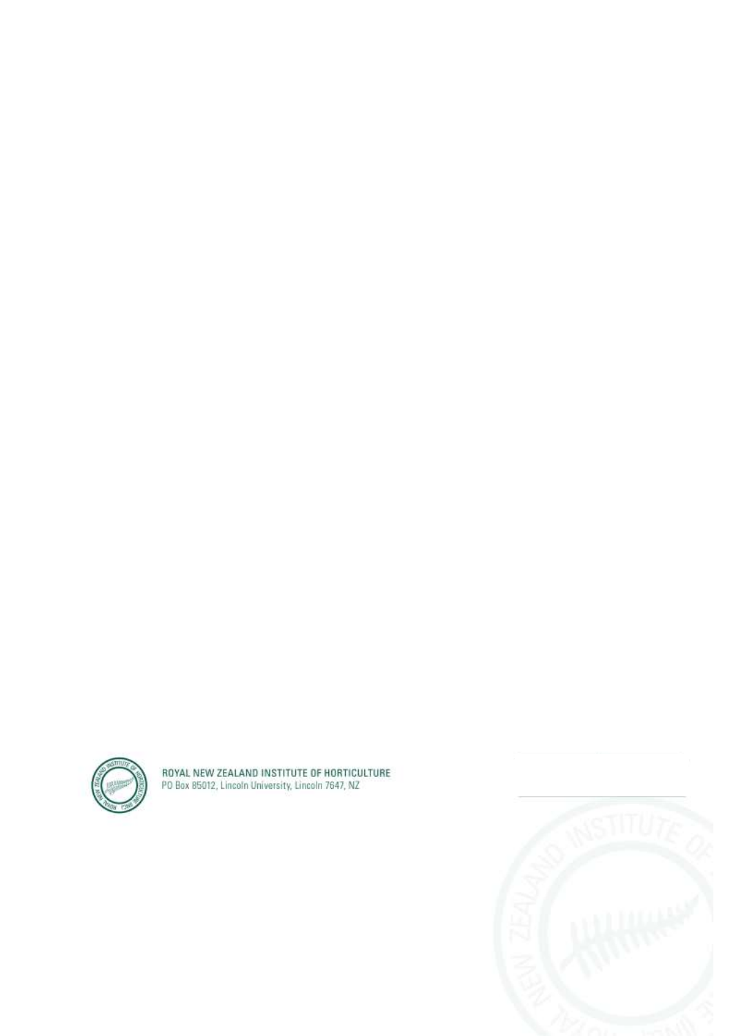ROYAL NEW ZEALAND INSTITUTE OF HORTICULTURE
PO Box 85012, Lincoln University, Lincoln 7647, NZ